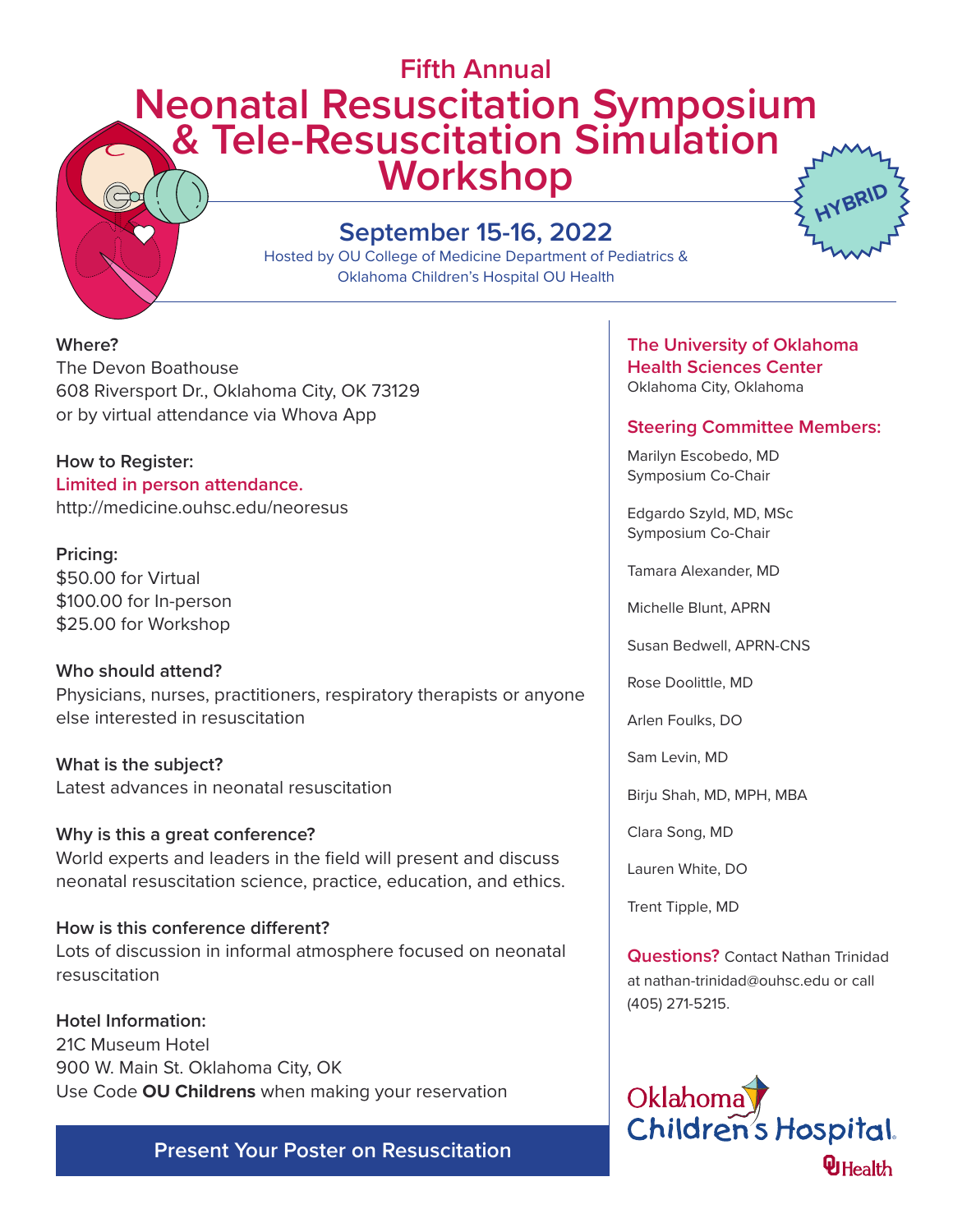# Fifth Annual Neonatal Resuscitation Symposium & Tele-Resuscitation Simulation Workshop

HYBRID

## September 15-16, 2022

Hosted by OU College of Medicine Department of Pediatrics & Oklahoma Children's Hospital OU Health

**Where?**
The Devon Boathouse
608 Riversport Dr., Oklahoma City, OK 73129
or by virtual attendance via Whova App

**How to Register:**
Limited in person attendance.
http://medicine.ouhsc.edu/neoresus

**Pricing:**
$50.00 for Virtual
$100.00 for In-person
$25.00 for Workshop

**Who should attend?**
Physicians, nurses, practitioners, respiratory therapists or anyone else interested in resuscitation

**What is the subject?**
Latest advances in neonatal resuscitation

**Why is this a great conference?**
World experts and leaders in the field will present and discuss neonatal resuscitation science, practice, education, and ethics.

**How is this conference different?**
Lots of discussion in informal atmosphere focused on neonatal resuscitation

**Hotel Information:**
21C Museum Hotel
900 W. Main St. Oklahoma City, OK
Use Code **OU Childrens** when making your reservation

**Present Your Poster on Resuscitation**

**The University of Oklahoma Health Sciences Center**
Oklahoma City, Oklahoma

**Steering Committee Members:**

Marilyn Escobedo, MD
Symposium Co-Chair

Edgardo Szyld, MD, MSc
Symposium Co-Chair

Tamara Alexander, MD

Michelle Blunt, APRN

Susan Bedwell, APRN-CNS

Rose Doolittle, MD

Arlen Foulks, DO

Sam Levin, MD

Birju Shah, MD, MPH, MBA

Clara Song, MD

Lauren White, DO

Trent Tipple, MD

**Questions?** Contact Nathan Trinidad at nathan-trinidad@ouhsc.edu or call (405) 271-5215.

Oklahoma Children's Hospital
OU Health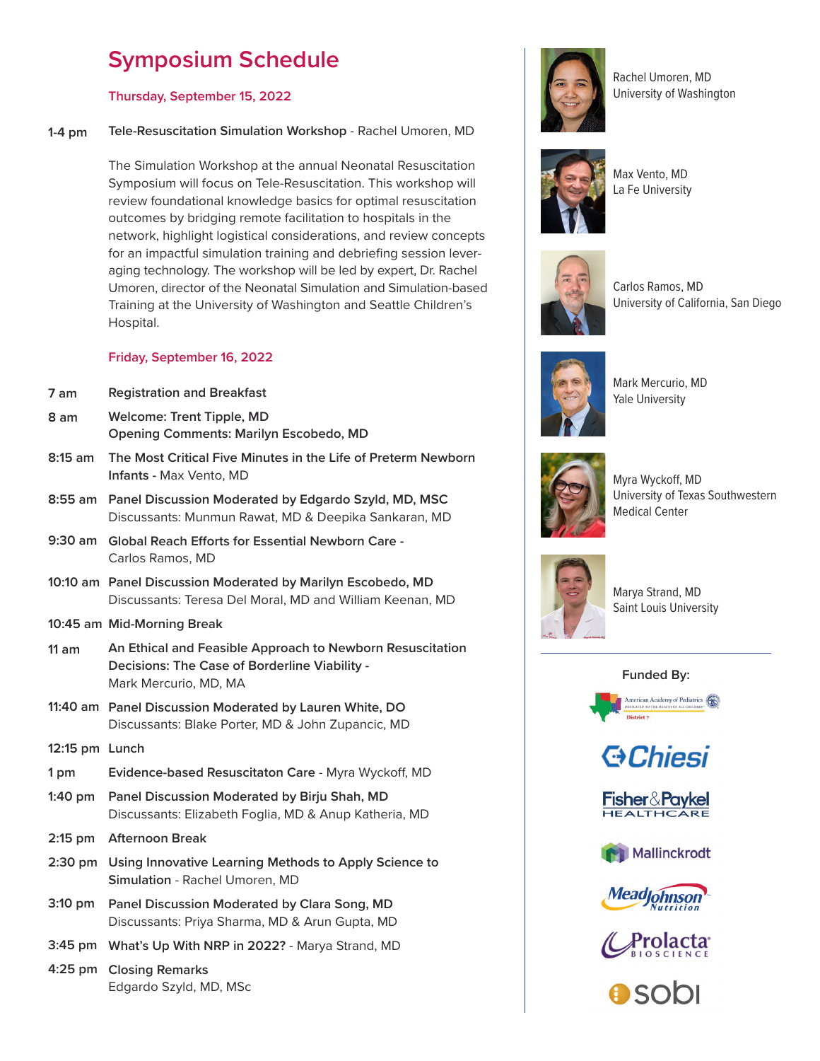# Symposium Schedule

## Thursday, September 15, 2022

**1-4 pm** **Tele-Resuscitation Simulation Workshop** - Rachel Umoren, MD

The Simulation Workshop at the annual Neonatal Resuscitation Symposium will focus on Tele-Resuscitation. This workshop will review foundational knowledge basics for optimal resuscitation outcomes by bridging remote facilitation to hospitals in the network, highlight logistical considerations, and review concepts for an impactful simulation training and debriefing session leveraging technology. The workshop will be led by expert, Dr. Rachel Umoren, director of the Neonatal Simulation and Simulation-based Training at the University of Washington and Seattle Children's Hospital.

## Friday, September 16, 2022

**7 am** **Registration and Breakfast**

**8 am** **Welcome: Trent Tipple, MD**
**Opening Comments: Marilyn Escobedo, MD**

**8:15 am** **The Most Critical Five Minutes in the Life of Preterm Newborn Infants** - Max Vento, MD

**8:55 am** **Panel Discussion Moderated by Edgardo Szyld, MD, MSC**
Discussants: Munmun Rawat, MD & Deepika Sankaran, MD

**9:30 am** **Global Reach Efforts for Essential Newborn Care** - Carlos Ramos, MD

**10:10 am** **Panel Discussion Moderated by Marilyn Escobedo, MD**
Discussants: Teresa Del Moral, MD and William Keenan, MD

**10:45 am** **Mid-Morning Break**

**11 am** **An Ethical and Feasible Approach to Newborn Resuscitation Decisions: The Case of Borderline Viability** - Mark Mercurio, MD, MA

**11:40 am** **Panel Discussion Moderated by Lauren White, DO**
Discussants: Blake Porter, MD & John Zupancic, MD

**12:15 pm** **Lunch**

**1 pm** **Evidence-based Resuscitaton Care** - Myra Wyckoff, MD

**1:40 pm** **Panel Discussion Moderated by Birju Shah, MD**
Discussants: Elizabeth Foglia, MD & Anup Katheria, MD

**2:15 pm** **Afternoon Break**

**2:30 pm** **Using Innovative Learning Methods to Apply Science to Simulation** - Rachel Umoren, MD

**3:10 pm** **Panel Discussion Moderated by Clara Song, MD**
Discussants: Priya Sharma, MD & Arun Gupta, MD

**3:45 pm** **What's Up With NRP in 2022?** - Marya Strand, MD

**4:25 pm** **Closing Remarks**
Edgardo Szyld, MD, MSc

---

Rachel Umoren, MD
University of Washington

Max Vento, MD
La Fe University

Carlos Ramos, MD
University of California, San Diego

Mark Mercurio, MD
Yale University

Myra Wyckoff, MD
University of Texas Southwestern Medical Center

Marya Strand, MD
Saint Louis University

**Funded By:**

American Academy of Pediatrics District 7

Chiesi

Fisher & Paykel Healthcare

Mallinckrodt

Mead Johnson Nutrition

Prolacta Bioscience

sobi